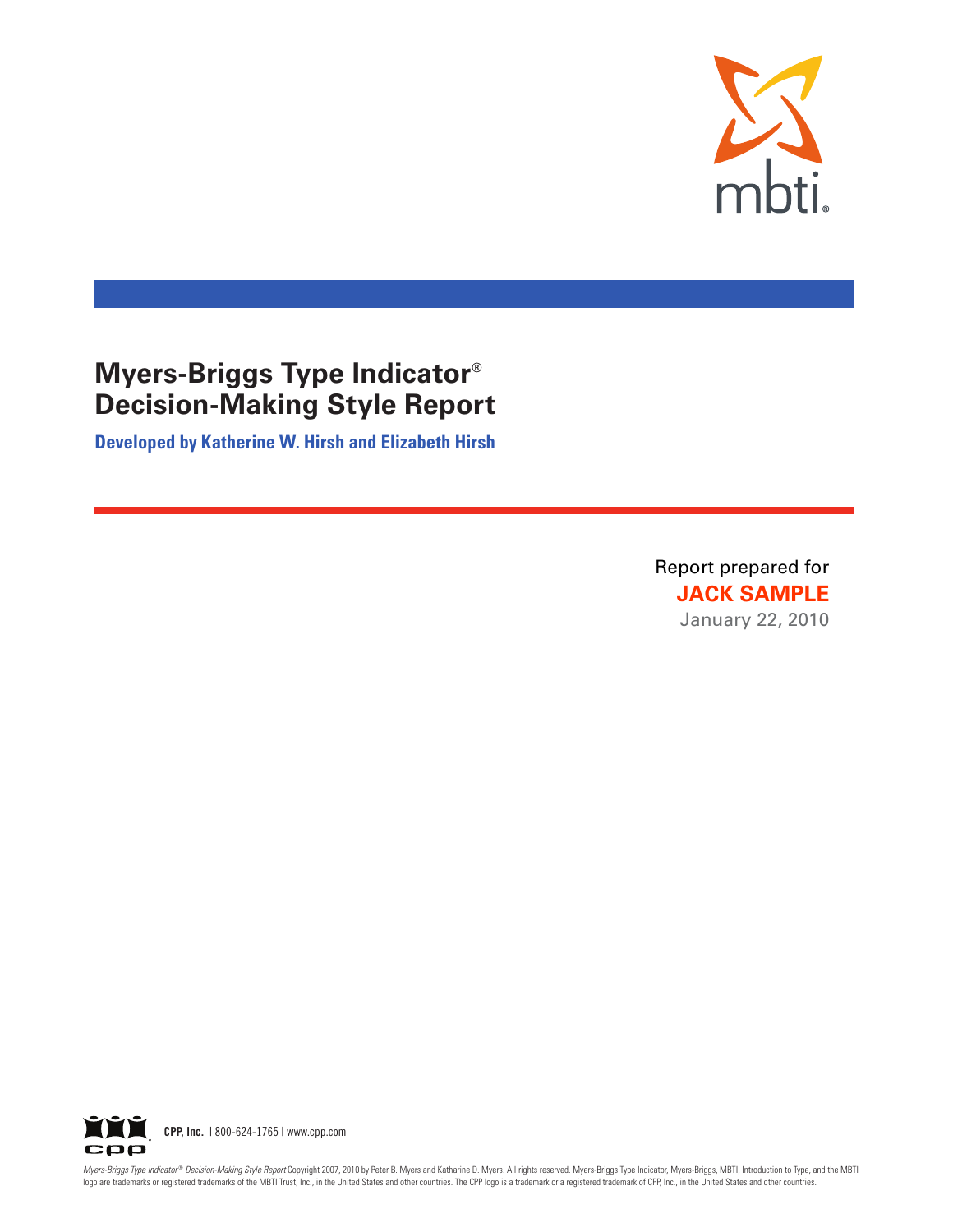mbti

# Myers-Briggs Type Indicator® Decision-Making Style Report

**Developed by Katherine W. Hirsh and Elizabeth Hirsh**

Report prepared for

**JACK SAMPLE**

January 22, 2010

**CPP, Inc.** | 800-624-1765 | www.cpp.com

*Myers-Briggs Type Indicator® Decision-Making Style Report* Copyright 2007, 2010 by Peter B. Myers and Katharine D. Myers. All rights reserved. Myers-Briggs Type Indicator, Myers-Briggs, MBTI, Introduction to Type, and the MBTI logo are trademarks or registered trademarks of the MBTI Trust, Inc., in the United States and other countries. The CPP logo is a trademark or a registered trademark of CPP, Inc., in the United States and other countries.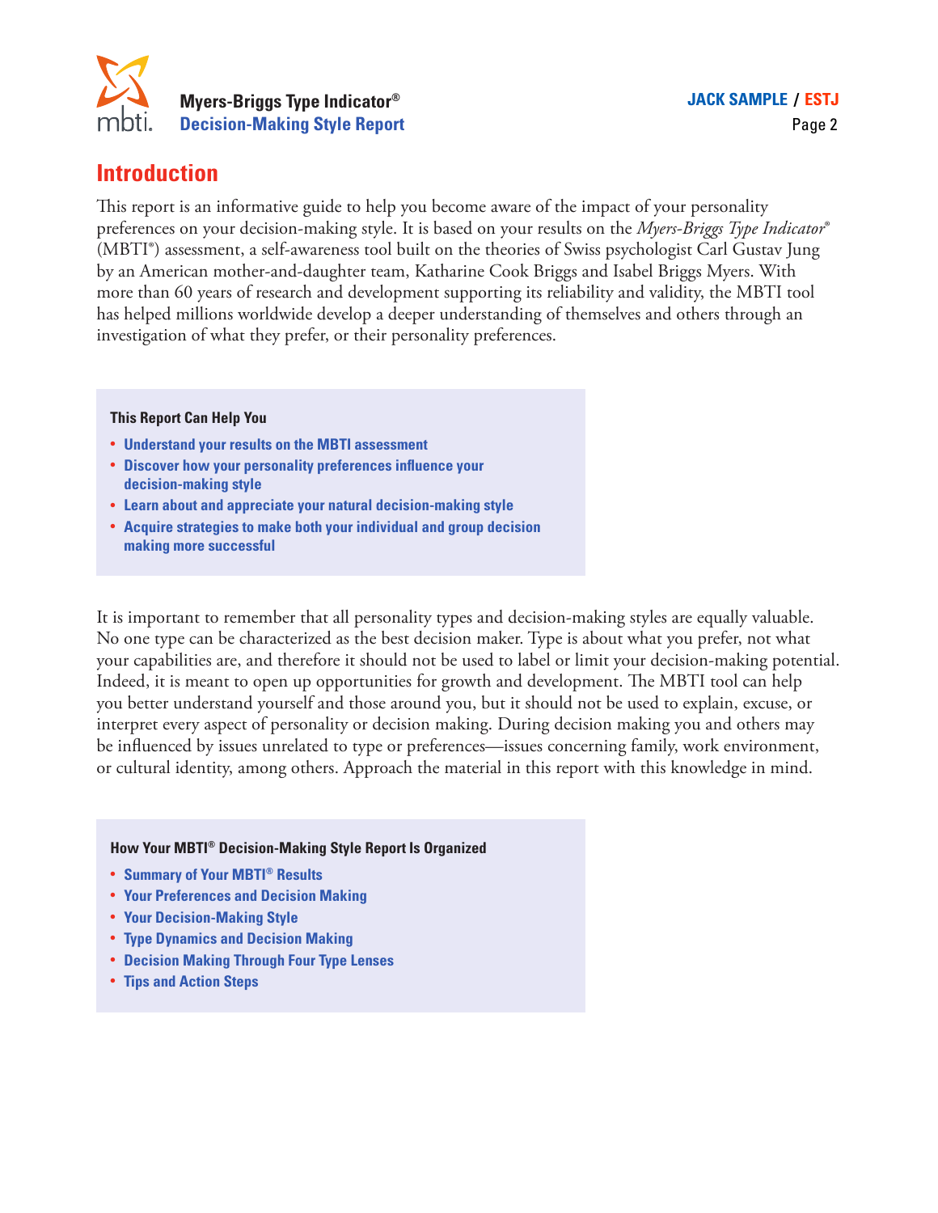## Introduction

This report is an informative guide to help you become aware of the impact of your personality preferences on your decision-making style. It is based on your results on the *Myers-Briggs Type Indicator®* (MBTI®) assessment, a self-awareness tool built on the theories of Swiss psychologist Carl Gustav Jung by an American mother-and-daughter team, Katharine Cook Briggs and Isabel Briggs Myers. With more than 60 years of research and development supporting its reliability and validity, the MBTI tool has helped millions worldwide develop a deeper understanding of themselves and others through an investigation of what they prefer, or their personality preferences.

**This Report Can Help You**

- **Understand your results on the MBTI assessment**
- **Discover how your personality preferences influence your decision-making style**
- **Learn about and appreciate your natural decision-making style**
- **Acquire strategies to make both your individual and group decision making more successful**

It is important to remember that all personality types and decision-making styles are equally valuable. No one type can be characterized as the best decision maker. Type is about what you prefer, not what your capabilities are, and therefore it should not be used to label or limit your decision-making potential. Indeed, it is meant to open up opportunities for growth and development. The MBTI tool can help you better understand yourself and those around you, but it should not be used to explain, excuse, or interpret every aspect of personality or decision making. During decision making you and others may be influenced by issues unrelated to type or preferences—issues concerning family, work environment, or cultural identity, among others. Approach the material in this report with this knowledge in mind.

**How Your MBTI® Decision-Making Style Report Is Organized**

- **Summary of Your MBTI® Results**
- **Your Preferences and Decision Making**
- **Your Decision-Making Style**
- **Type Dynamics and Decision Making**
- **Decision Making Through Four Type Lenses**
- **Tips and Action Steps**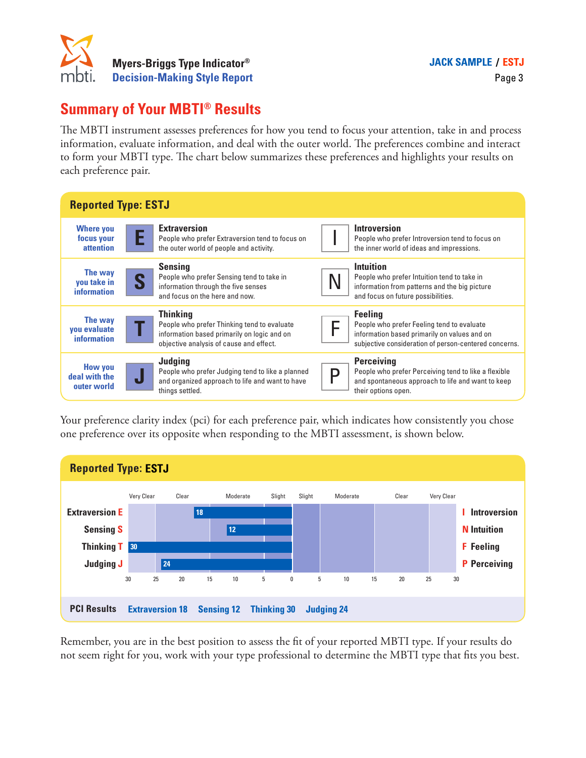## Summary of Your MBTI® Results

The MBTI instrument assesses preferences for how you tend to focus your attention, take in and process information, evaluate information, and deal with the outer world. The preferences combine and interact to form your MBTI type. The chart below summarizes these preferences and highlights your results on each preference pair.

### Reported Type: ESTJ

| | | | | |
|---|---|---|---|---|
| **Where you focus your attention** | **E** | **Extraversion** People who prefer Extraversion tend to focus on the outer world of people and activity. | I | **Introversion** People who prefer Introversion tend to focus on the inner world of ideas and impressions. |
| **The way you take in information** | **S** | **Sensing** People who prefer Sensing tend to take in information through the five senses and focus on the here and now. | N | **Intuition** People who prefer Intuition tend to take in information from patterns and the big picture and focus on future possibilities. |
| **The way you evaluate information** | **T** | **Thinking** People who prefer Thinking tend to evaluate information based primarily on logic and on objective analysis of cause and effect. | F | **Feeling** People who prefer Feeling tend to evaluate information based primarily on values and on subjective consideration of person-centered concerns. |
| **How you deal with the outer world** | **J** | **Judging** People who prefer Judging tend to like a planned and organized approach to life and want to have things settled. | P | **Perceiving** People who prefer Perceiving tend to like a flexible and spontaneous approach to life and want to keep their options open. |

Your preference clarity index (pci) for each preference pair, which indicates how consistently you chose one preference over its opposite when responding to the MBTI assessment, is shown below.

### Reported Type: ESTJ

| Preference | Very Clear | Clear | Moderate | Slight | Slight | Moderate | Clear | Very Clear | Preference |
|---|---|---|---|---|---|---|---|---|---|
| Extraversion E | | 18 | | | | | | | I Introversion |
| Sensing S | | | 12 | | | | | | N Intuition |
| Thinking T | 30 | | | | | | | | F Feeling |
| Judging J | 24 | | | | | | | | P Perceiving |

Scale: 30 25 20 15 10 5 0 5 10 15 20 25 30

**PCI Results** Extraversion 18 Sensing 12 Thinking 30 Judging 24

Remember, you are in the best position to assess the fit of your reported MBTI type. If your results do not seem right for you, work with your type professional to determine the MBTI type that fits you best.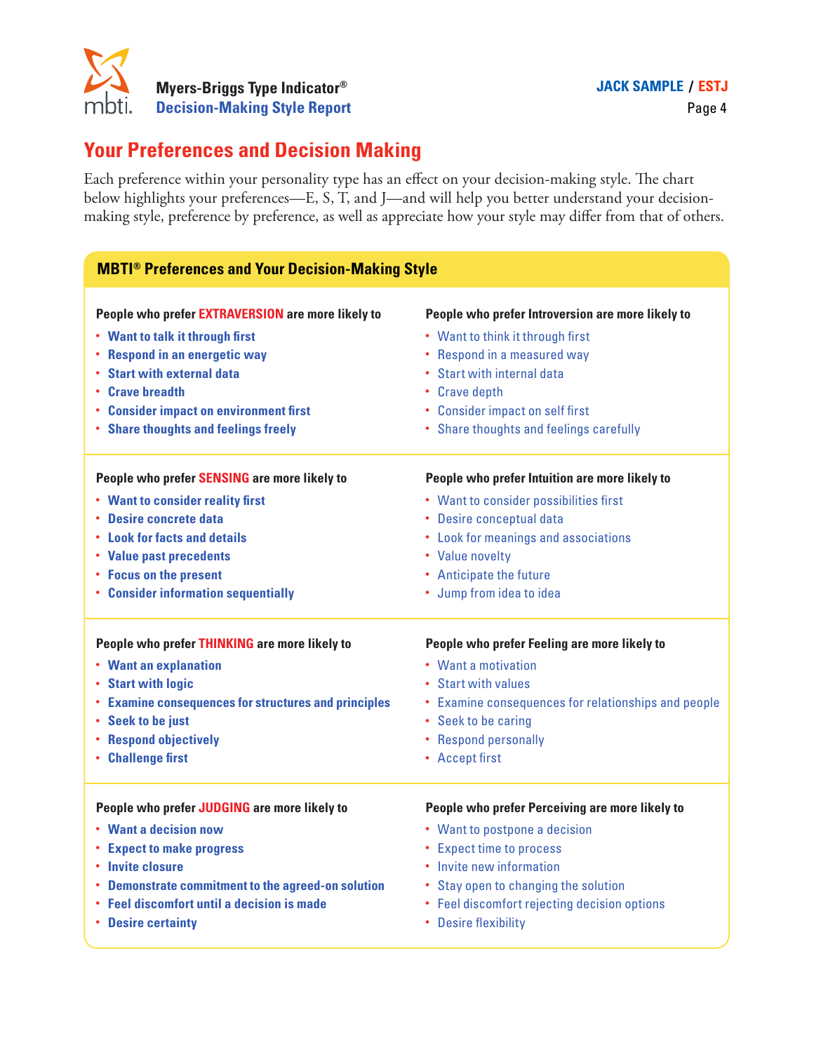## Your Preferences and Decision Making

Each preference within your personality type has an effect on your decision-making style. The chart below highlights your preferences—E, S, T, and J—and will help you better understand your decision-making style, preference by preference, as well as appreciate how your style may differ from that of others.

### MBTI® Preferences and Your Decision-Making Style

**People who prefer EXTRAVERSION are more likely to**

- **Want to talk it through first**
- **Respond in an energetic way**
- **Start with external data**
- **Crave breadth**
- **Consider impact on environment first**
- **Share thoughts and feelings freely**

**People who prefer Introversion are more likely to**

- Want to think it through first
- Respond in a measured way
- Start with internal data
- Crave depth
- Consider impact on self first
- Share thoughts and feelings carefully

**People who prefer SENSING are more likely to**

- **Want to consider reality first**
- **Desire concrete data**
- **Look for facts and details**
- **Value past precedents**
- **Focus on the present**
- **Consider information sequentially**

**People who prefer Intuition are more likely to**

- Want to consider possibilities first
- Desire conceptual data
- Look for meanings and associations
- Value novelty
- Anticipate the future
- Jump from idea to idea

**People who prefer THINKING are more likely to**

- **Want an explanation**
- **Start with logic**
- **Examine consequences for structures and principles**
- **Seek to be just**
- **Respond objectively**
- **Challenge first**

**People who prefer Feeling are more likely to**

- Want a motivation
- Start with values
- Examine consequences for relationships and people
- Seek to be caring
- Respond personally
- Accept first

**People who prefer JUDGING are more likely to**

- **Want a decision now**
- **Expect to make progress**
- **Invite closure**
- **Demonstrate commitment to the agreed-on solution**
- **Feel discomfort until a decision is made**
- **Desire certainty**

**People who prefer Perceiving are more likely to**

- Want to postpone a decision
- Expect time to process
- Invite new information
- Stay open to changing the solution
- Feel discomfort rejecting decision options
- Desire flexibility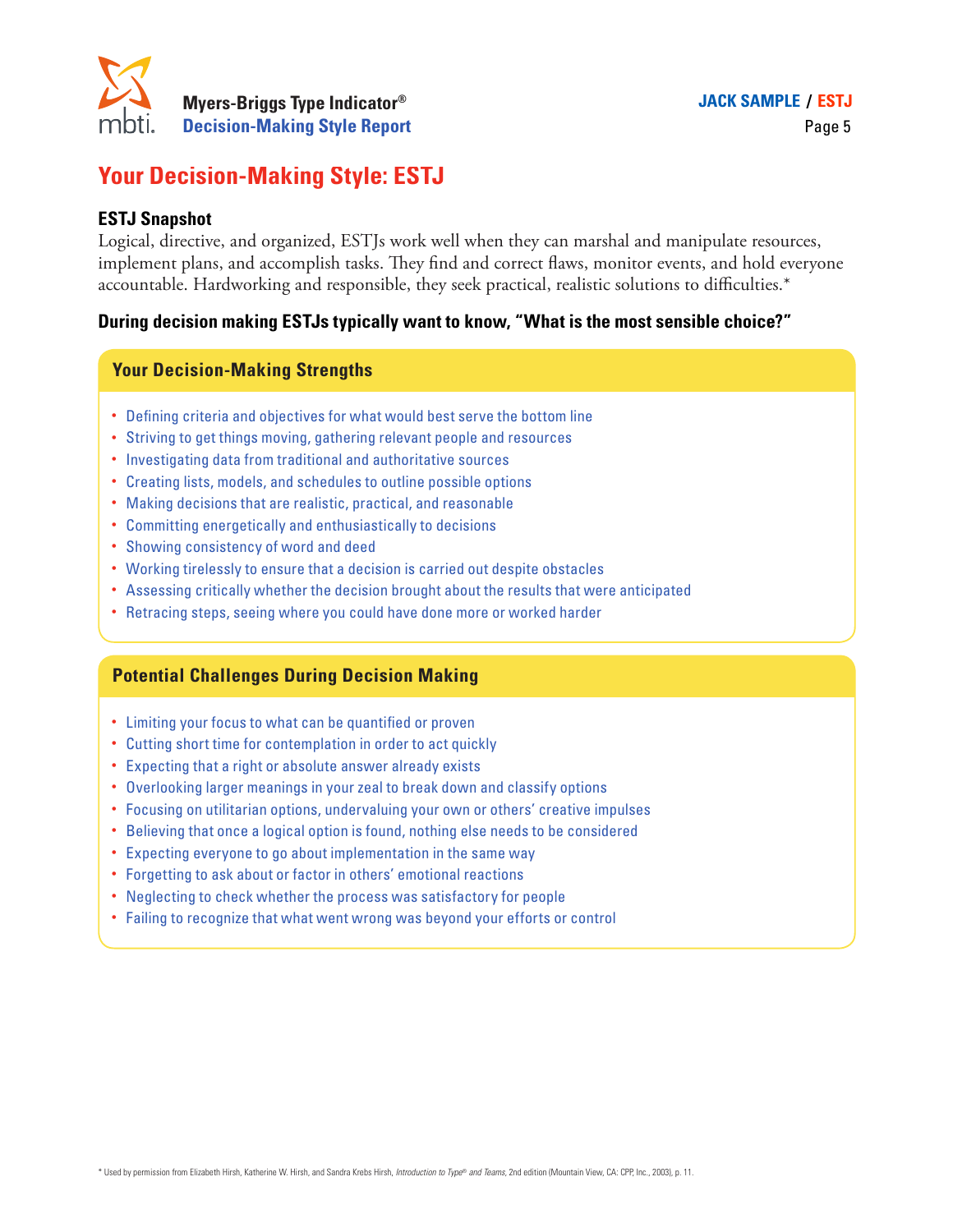# Your Decision-Making Style: ESTJ

### ESTJ Snapshot

Logical, directive, and organized, ESTJs work well when they can marshal and manipulate resources, implement plans, and accomplish tasks. They find and correct flaws, monitor events, and hold everyone accountable. Hardworking and responsible, they seek practical, realistic solutions to difficulties.*

**During decision making ESTJs typically want to know, "What is the most sensible choice?"**

## Your Decision-Making Strengths

- Defining criteria and objectives for what would best serve the bottom line
- Striving to get things moving, gathering relevant people and resources
- Investigating data from traditional and authoritative sources
- Creating lists, models, and schedules to outline possible options
- Making decisions that are realistic, practical, and reasonable
- Committing energetically and enthusiastically to decisions
- Showing consistency of word and deed
- Working tirelessly to ensure that a decision is carried out despite obstacles
- Assessing critically whether the decision brought about the results that were anticipated
- Retracing steps, seeing where you could have done more or worked harder

## Potential Challenges During Decision Making

- Limiting your focus to what can be quantified or proven
- Cutting short time for contemplation in order to act quickly
- Expecting that a right or absolute answer already exists
- Overlooking larger meanings in your zeal to break down and classify options
- Focusing on utilitarian options, undervaluing your own or others' creative impulses
- Believing that once a logical option is found, nothing else needs to be considered
- Expecting everyone to go about implementation in the same way
- Forgetting to ask about or factor in others' emotional reactions
- Neglecting to check whether the process was satisfactory for people
- Failing to recognize that what went wrong was beyond your efforts or control

* Used by permission from Elizabeth Hirsh, Katherine W. Hirsh, and Sandra Krebs Hirsh, *Introduction to Type® and Teams*, 2nd edition (Mountain View, CA: CPP, Inc., 2003), p. 11.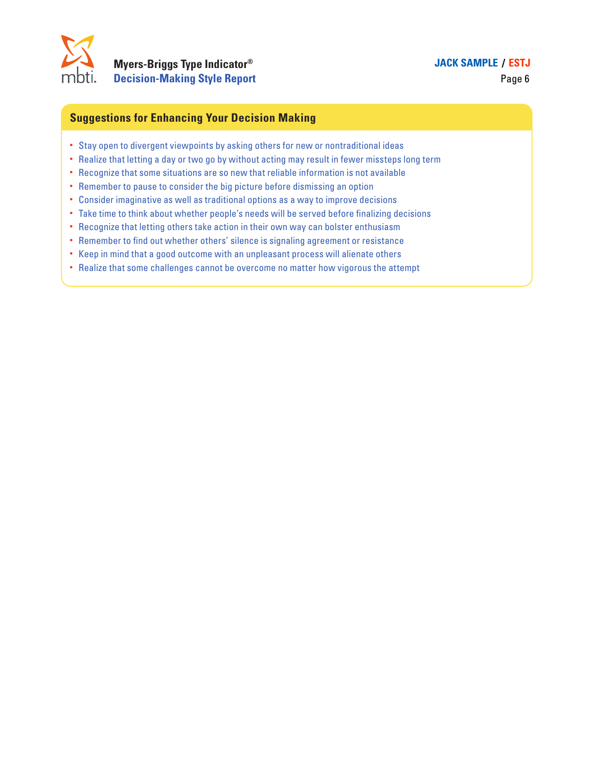## Suggestions for Enhancing Your Decision Making

- Stay open to divergent viewpoints by asking others for new or nontraditional ideas
- Realize that letting a day or two go by without acting may result in fewer missteps long term
- Recognize that some situations are so new that reliable information is not available
- Remember to pause to consider the big picture before dismissing an option
- Consider imaginative as well as traditional options as a way to improve decisions
- Take time to think about whether people's needs will be served before finalizing decisions
- Recognize that letting others take action in their own way can bolster enthusiasm
- Remember to find out whether others' silence is signaling agreement or resistance
- Keep in mind that a good outcome with an unpleasant process will alienate others
- Realize that some challenges cannot be overcome no matter how vigorous the attempt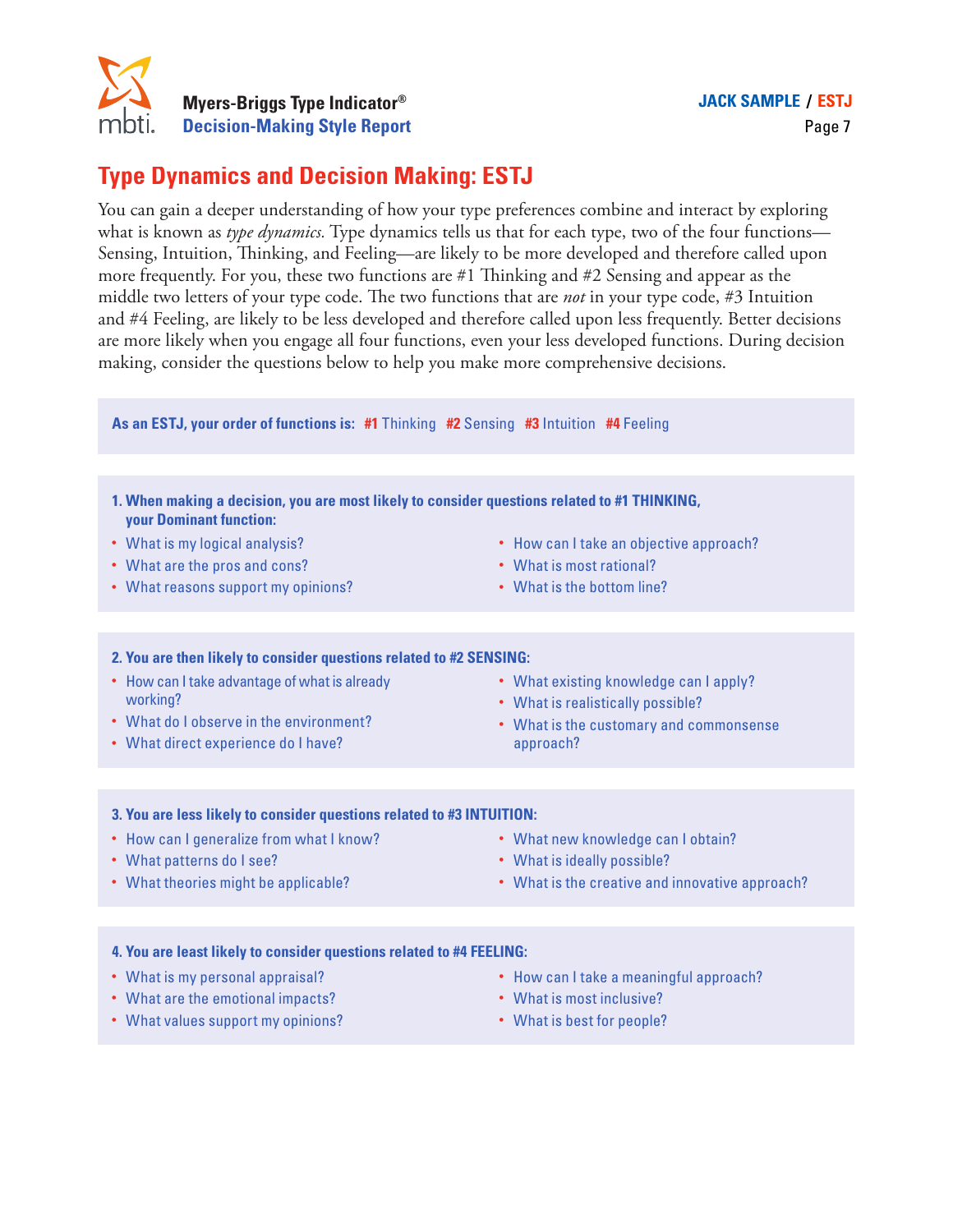# Type Dynamics and Decision Making: ESTJ

You can gain a deeper understanding of how your type preferences combine and interact by exploring what is known as *type dynamics.* Type dynamics tells us that for each type, two of the four functions—Sensing, Intuition, Thinking, and Feeling—are likely to be more developed and therefore called upon more frequently. For you, these two functions are #1 Thinking and #2 Sensing and appear as the middle two letters of your type code. The two functions that are *not* in your type code, #3 Intuition and #4 Feeling, are likely to be less developed and therefore called upon less frequently. Better decisions are more likely when you engage all four functions, even your less developed functions. During decision making, consider the questions below to help you make more comprehensive decisions.

**As an ESTJ, your order of functions is:** **#1** Thinking **#2** Sensing **#3** Intuition **#4** Feeling

**1. When making a decision, you are most likely to consider questions related to #1 THINKING, your Dominant function:**

- What is my logical analysis?
- What are the pros and cons?
- What reasons support my opinions?
- How can I take an objective approach?
- What is most rational?
- What is the bottom line?

**2. You are then likely to consider questions related to #2 SENSING:**

- How can I take advantage of what is already working?
- What do I observe in the environment?
- What direct experience do I have?
- What existing knowledge can I apply?
- What is realistically possible?
- What is the customary and commonsense approach?

**3. You are less likely to consider questions related to #3 INTUITION:**

- How can I generalize from what I know?
- What patterns do I see?
- What theories might be applicable?
- What new knowledge can I obtain?
- What is ideally possible?
- What is the creative and innovative approach?

**4. You are least likely to consider questions related to #4 FEELING:**

- What is my personal appraisal?
- What are the emotional impacts?
- What values support my opinions?
- How can I take a meaningful approach?
- What is most inclusive?
- What is best for people?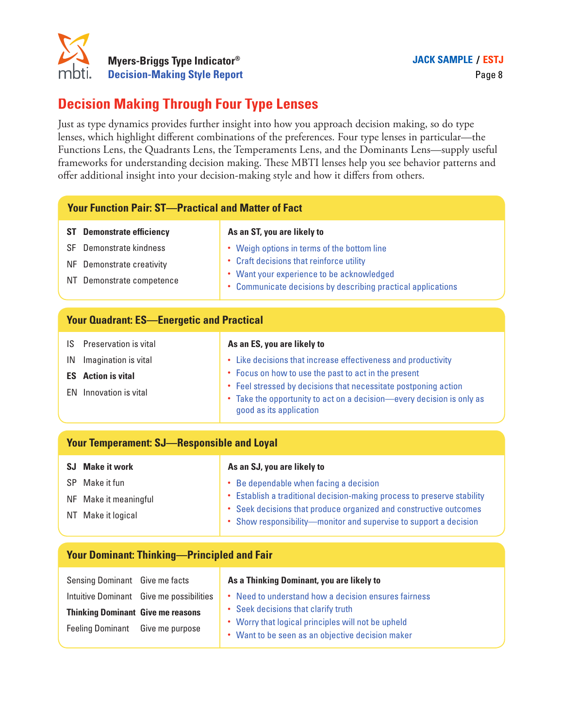# Decision Making Through Four Type Lenses

Just as type dynamics provides further insight into how you approach decision making, so do type lenses, which highlight different combinations of the preferences. Four type lenses in particular—the Functions Lens, the Quadrants Lens, the Temperaments Lens, and the Dominants Lens—supply useful frameworks for understanding decision making. These MBTI lenses help you see behavior patterns and offer additional insight into your decision-making style and how it differs from others.

## Your Function Pair: ST—Practical and Matter of Fact

**ST Demonstrate efficiency**
SF Demonstrate kindness
NF Demonstrate creativity
NT Demonstrate competence

**As an ST, you are likely to**

- Weigh options in terms of the bottom line
- Craft decisions that reinforce utility
- Want your experience to be acknowledged
- Communicate decisions by describing practical applications

## Your Quadrant: ES—Energetic and Practical

IS Preservation is vital
IN Imagination is vital
**ES Action is vital**
EN Innovation is vital

**As an ES, you are likely to**

- Like decisions that increase effectiveness and productivity
- Focus on how to use the past to act in the present
- Feel stressed by decisions that necessitate postponing action
- Take the opportunity to act on a decision—every decision is only as good as its application

## Your Temperament: SJ—Responsible and Loyal

**SJ Make it work**
SP Make it fun
NF Make it meaningful
NT Make it logical

**As an SJ, you are likely to**

- Be dependable when facing a decision
- Establish a traditional decision-making process to preserve stability
- Seek decisions that produce organized and constructive outcomes
- Show responsibility—monitor and supervise to support a decision

## Your Dominant: Thinking—Principled and Fair

Sensing Dominant Give me facts
Intuitive Dominant Give me possibilities
**Thinking Dominant Give me reasons**
Feeling Dominant Give me purpose

**As a Thinking Dominant, you are likely to**

- Need to understand how a decision ensures fairness
- Seek decisions that clarify truth
- Worry that logical principles will not be upheld
- Want to be seen as an objective decision maker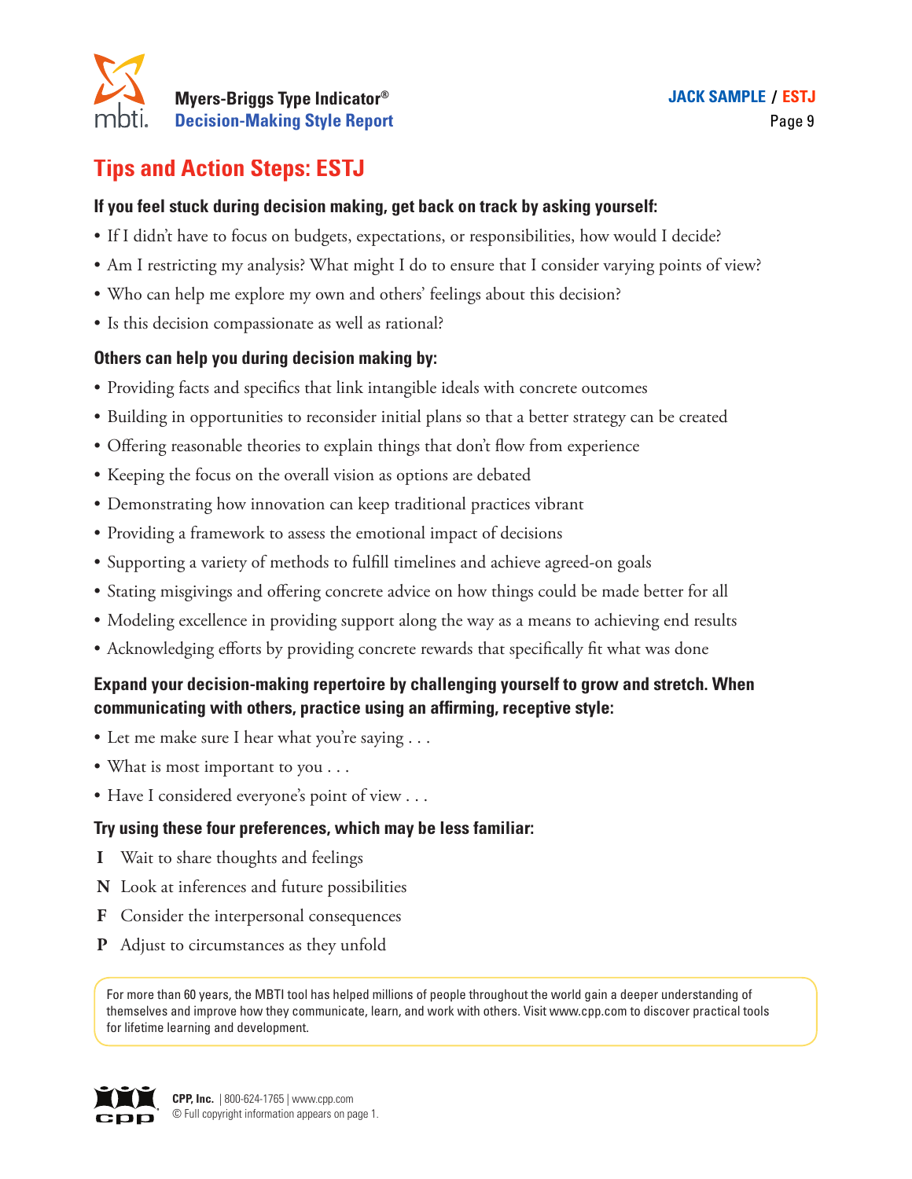# Tips and Action Steps: ESTJ

**If you feel stuck during decision making, get back on track by asking yourself:**

- If I didn't have to focus on budgets, expectations, or responsibilities, how would I decide?
- Am I restricting my analysis? What might I do to ensure that I consider varying points of view?
- Who can help me explore my own and others' feelings about this decision?
- Is this decision compassionate as well as rational?

**Others can help you during decision making by:**

- Providing facts and specifics that link intangible ideals with concrete outcomes
- Building in opportunities to reconsider initial plans so that a better strategy can be created
- Offering reasonable theories to explain things that don't flow from experience
- Keeping the focus on the overall vision as options are debated
- Demonstrating how innovation can keep traditional practices vibrant
- Providing a framework to assess the emotional impact of decisions
- Supporting a variety of methods to fulfill timelines and achieve agreed-on goals
- Stating misgivings and offering concrete advice on how things could be made better for all
- Modeling excellence in providing support along the way as a means to achieving end results
- Acknowledging efforts by providing concrete rewards that specifically fit what was done

**Expand your decision-making repertoire by challenging yourself to grow and stretch. When communicating with others, practice using an affirming, receptive style:**

- Let me make sure I hear what you're saying . . .
- What is most important to you . . .
- Have I considered everyone's point of view . . .

**Try using these four preferences, which may be less familiar:**

**I** Wait to share thoughts and feelings

**N** Look at inferences and future possibilities

**F** Consider the interpersonal consequences

**P** Adjust to circumstances as they unfold

For more than 60 years, the MBTI tool has helped millions of people throughout the world gain a deeper understanding of themselves and improve how they communicate, learn, and work with others. Visit www.cpp.com to discover practical tools for lifetime learning and development.